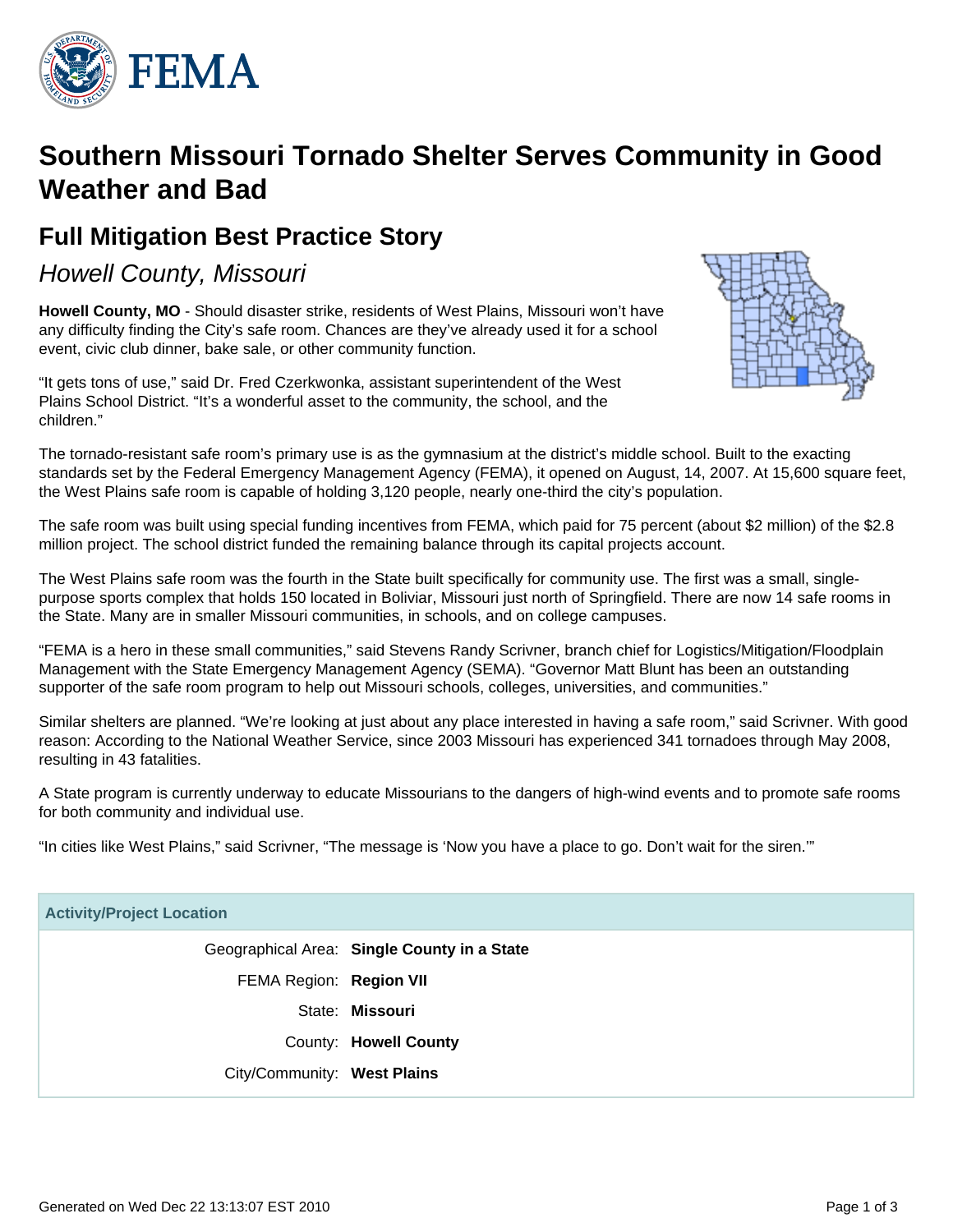# Southern Missouri Tornado Shelter Serves Community in Good Weather and Bad

## Full Mitigation Best Practice Story

*Howell County, Missouri*

**Howell County, MO** - Should disaster strike, residents of West Plains, Missouri won't have any difficulty finding the City's safe room. Chances are they've already used it for a school event, civic club dinner, bake sale, or other community function.

"It gets tons of use," said Dr. Fred Czerkwonka, assistant superintendent of the West Plains School District. "It's a wonderful asset to the community, the school, and the children."

The tornado-resistant safe room's primary use is as the gymnasium at the district's middle school. Built to the exacting standards set by the Federal Emergency Management Agency (FEMA), it opened on August, 14, 2007. At 15,600 square feet, the West Plains safe room is capable of holding 3,120 people, nearly one-third the city's population.

The safe room was built using special funding incentives from FEMA, which paid for 75 percent (about $2 million) of the $2.8 million project. The school district funded the remaining balance through its capital projects account.

The West Plains safe room was the fourth in the State built specifically for community use. The first was a small, single-purpose sports complex that holds 150 located in Boliviar, Missouri just north of Springfield. There are now 14 safe rooms in the State. Many are in smaller Missouri communities, in schools, and on college campuses.

"FEMA is a hero in these small communities," said Stevens Randy Scrivner, branch chief for Logistics/Mitigation/Floodplain Management with the State Emergency Management Agency (SEMA). "Governor Matt Blunt has been an outstanding supporter of the safe room program to help out Missouri schools, colleges, universities, and communities."

Similar shelters are planned. "We're looking at just about any place interested in having a safe room," said Scrivner. With good reason: According to the National Weather Service, since 2003 Missouri has experienced 341 tornadoes through May 2008, resulting in 43 fatalities.

A State program is currently underway to educate Missourians to the dangers of high-wind events and to promote safe rooms for both community and individual use.

"In cities like West Plains," said Scrivner, "The message is 'Now you have a place to go. Don't wait for the siren.'"

| Activity/Project Location | |
|---|---|
| Geographical Area: | **Single County in a State** |
| FEMA Region: | **Region VII** |
| State: | **Missouri** |
| County: | **Howell County** |
| City/Community: | **West Plains** |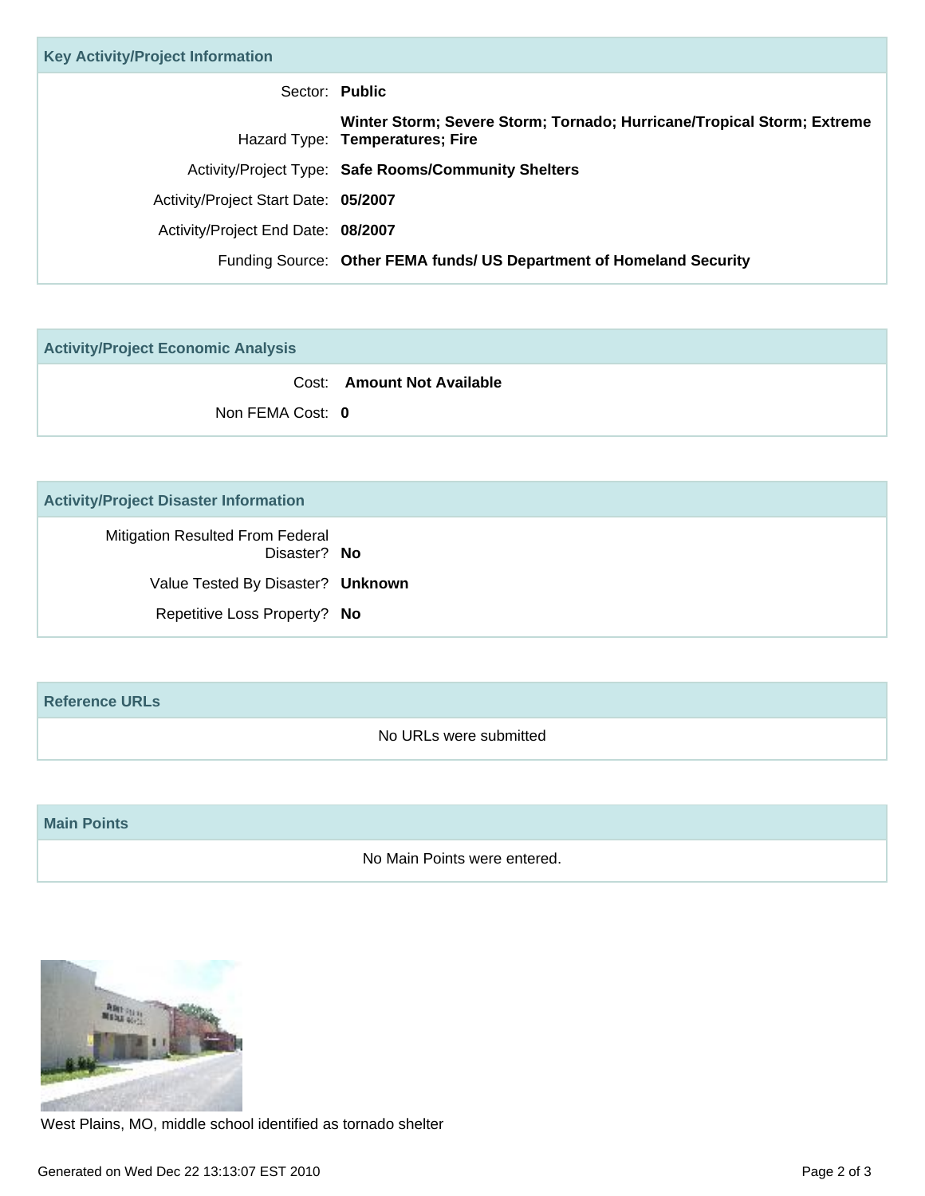## Key Activity/Project Information

| | |
|---|---|
| Sector: | **Public** |
| Hazard Type: | **Winter Storm; Severe Storm; Tornado; Hurricane/Tropical Storm; Extreme Temperatures; Fire** |
| Activity/Project Type: | **Safe Rooms/Community Shelters** |
| Activity/Project Start Date: | **05/2007** |
| Activity/Project End Date: | **08/2007** |
| Funding Source: | **Other FEMA funds/ US Department of Homeland Security** |

## Activity/Project Economic Analysis

| | |
|---|---|
| Cost: | **Amount Not Available** |
| Non FEMA Cost: | **0** |

## Activity/Project Disaster Information

| | |
|---|---|
| Mitigation Resulted From Federal Disaster? | **No** |
| Value Tested By Disaster? | **Unknown** |
| Repetitive Loss Property? | **No** |

## Reference URLs

No URLs were submitted

## Main Points

No Main Points were entered.

West Plains, MO, middle school identified as tornado shelter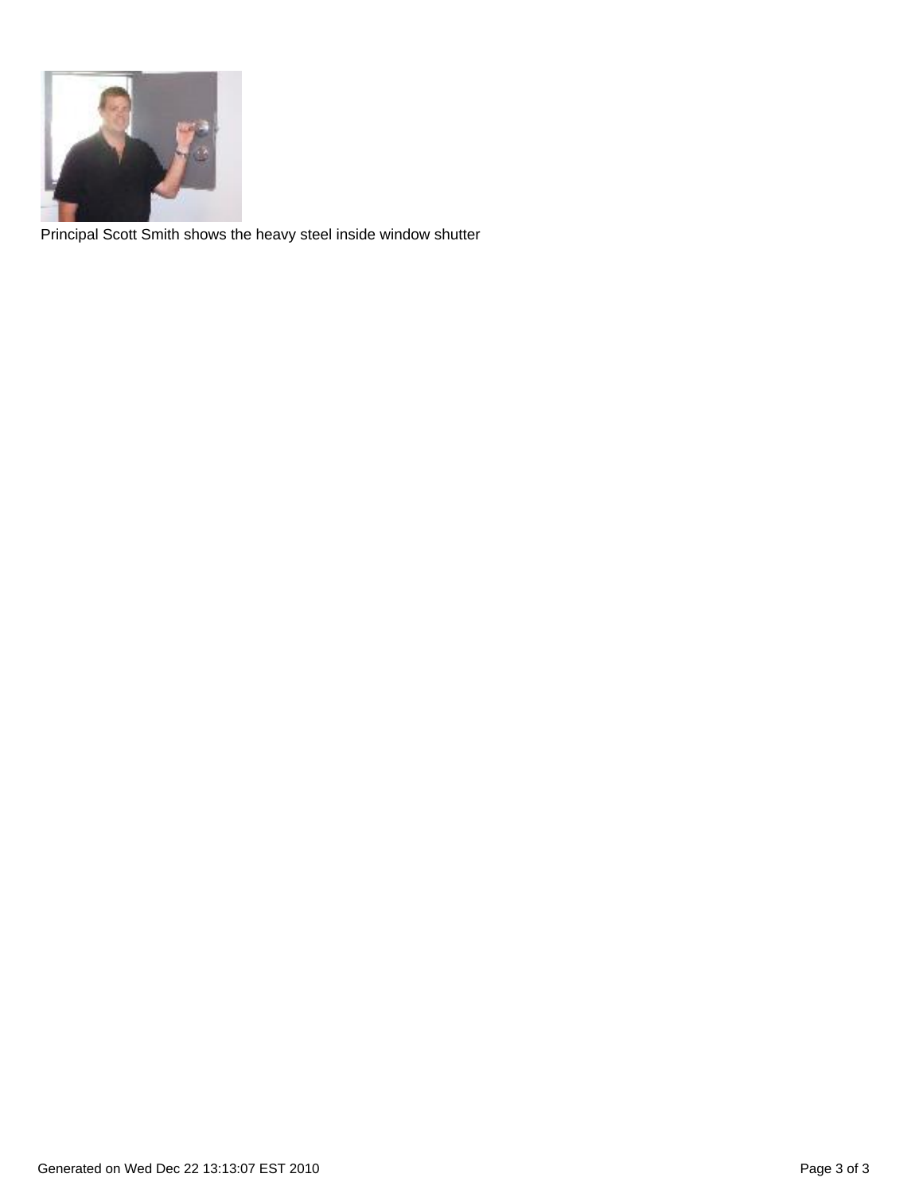Principal Scott Smith shows the heavy steel inside window shutter